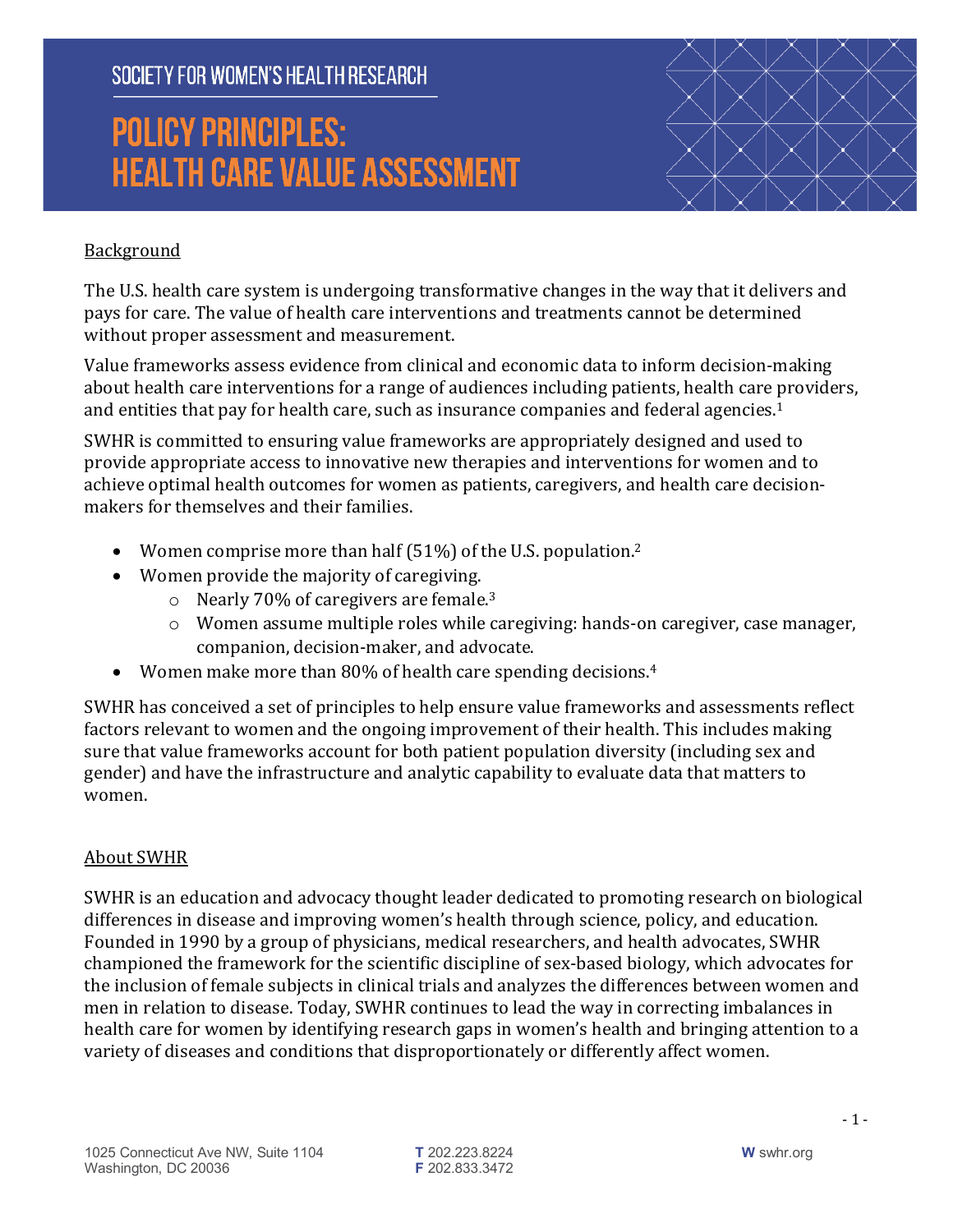SOCIETY FOR WOMEN'S HEALTH RESEARCH

# POLICY PRINCIPLES: HEALTH CARE VALUE ASSESSMENT

## Background

The U.S. health care system is undergoing transformative changes in the way that it delivers and pays for care. The value of health care interventions and treatments cannot be determined without proper assessment and measurement.

Value frameworks assess evidence from clinical and economic data to inform decision-making about health care interventions for a range of audiences including patients, health care providers, and entities that pay for health care, such as insurance companies and federal agencies.[1]

SWHR is committed to ensuring value frameworks are appropriately designed and used to provide appropriate access to innovative new therapies and interventions for women and to achieve optimal health outcomes for women as patients, caregivers, and health care decision-makers for themselves and their families.

- Women comprise more than half (51%) of the U.S. population.[2]
- Women provide the majority of caregiving.
  - Nearly 70% of caregivers are female.[3]
  - Women assume multiple roles while caregiving: hands-on caregiver, case manager, companion, decision-maker, and advocate.
- Women make more than 80% of health care spending decisions.[4]

SWHR has conceived a set of principles to help ensure value frameworks and assessments reflect factors relevant to women and the ongoing improvement of their health. This includes making sure that value frameworks account for both patient population diversity (including sex and gender) and have the infrastructure and analytic capability to evaluate data that matters to women.

## About SWHR

SWHR is an education and advocacy thought leader dedicated to promoting research on biological differences in disease and improving women's health through science, policy, and education. Founded in 1990 by a group of physicians, medical researchers, and health advocates, SWHR championed the framework for the scientific discipline of sex-based biology, which advocates for the inclusion of female subjects in clinical trials and analyzes the differences between women and men in relation to disease. Today, SWHR continues to lead the way in correcting imbalances in health care for women by identifying research gaps in women's health and bringing attention to a variety of diseases and conditions that disproportionately or differently affect women.

1025 Connecticut Ave NW, Suite 1104
Washington, DC 20036

**T** 202.223.8224
**F** 202.833.3472

**W** swhr.org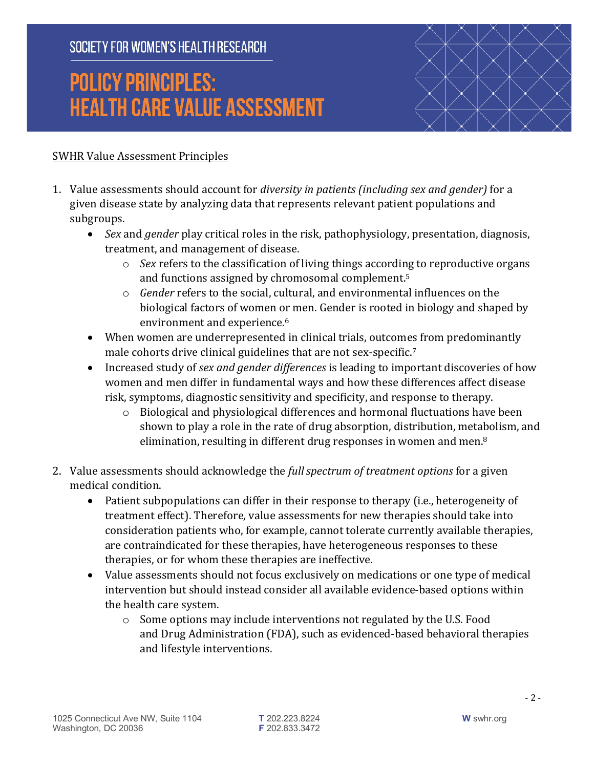<u>SWHR Value Assessment Principles</u>

1. Value assessments should account for *diversity in patients (including sex and gender)* for a given disease state by analyzing data that represents relevant patient populations and subgroups.
   - *Sex* and *gender* play critical roles in the risk, pathophysiology, presentation, diagnosis, treatment, and management of disease.
     - *Sex* refers to the classification of living things according to reproductive organs and functions assigned by chromosomal complement.[5]
     - *Gender* refers to the social, cultural, and environmental influences on the biological factors of women or men. Gender is rooted in biology and shaped by environment and experience.[6]
   - When women are underrepresented in clinical trials, outcomes from predominantly male cohorts drive clinical guidelines that are not sex-specific.[7]
   - Increased study of *sex and gender differences* is leading to important discoveries of how women and men differ in fundamental ways and how these differences affect disease risk, symptoms, diagnostic sensitivity and specificity, and response to therapy.
     - Biological and physiological differences and hormonal fluctuations have been shown to play a role in the rate of drug absorption, distribution, metabolism, and elimination, resulting in different drug responses in women and men.[8]

2. Value assessments should acknowledge the *full spectrum of treatment options* for a given medical condition.
   - Patient subpopulations can differ in their response to therapy (i.e., heterogeneity of treatment effect). Therefore, value assessments for new therapies should take into consideration patients who, for example, cannot tolerate currently available therapies, are contraindicated for these therapies, have heterogeneous responses to these therapies, or for whom these therapies are ineffective.
   - Value assessments should not focus exclusively on medications or one type of medical intervention but should instead consider all available evidence-based options within the health care system.
     - Some options may include interventions not regulated by the U.S. Food and Drug Administration (FDA), such as evidenced-based behavioral therapies and lifestyle interventions.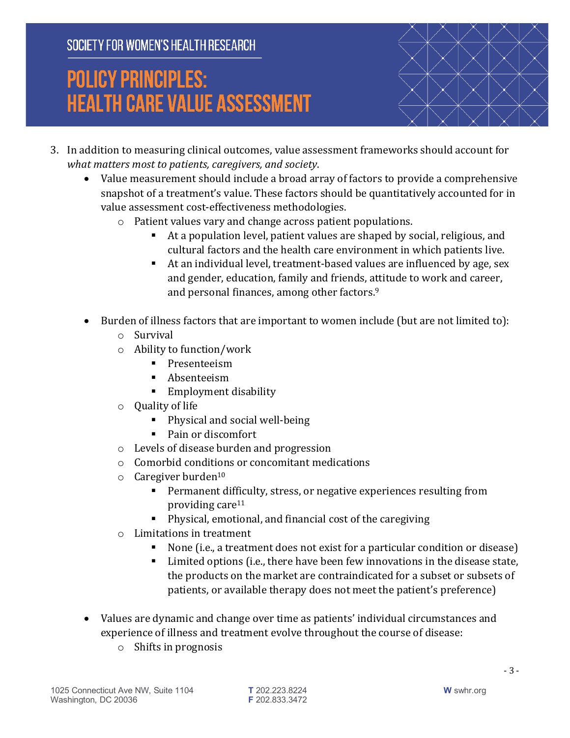3. In addition to measuring clinical outcomes, value assessment frameworks should account for *what matters most to patients, caregivers, and society*.
    - Value measurement should include a broad array of factors to provide a comprehensive snapshot of a treatment's value. These factors should be quantitatively accounted for in value assessment cost-effectiveness methodologies.
        - Patient values vary and change across patient populations.
            - At a population level, patient values are shaped by social, religious, and cultural factors and the health care environment in which patients live.
            - At an individual level, treatment-based values are influenced by age, sex and gender, education, family and friends, attitude to work and career, and personal finances, among other factors.[9]
    - Burden of illness factors that are important to women include (but are not limited to):
        - Survival
        - Ability to function/work
            - Presenteeism
            - Absenteeism
            - Employment disability
        - Quality of life
            - Physical and social well-being
            - Pain or discomfort
        - Levels of disease burden and progression
        - Comorbid conditions or concomitant medications
        - Caregiver burden[10]
            - Permanent difficulty, stress, or negative experiences resulting from providing care[11]
            - Physical, emotional, and financial cost of the caregiving
        - Limitations in treatment
            - None (i.e., a treatment does not exist for a particular condition or disease)
            - Limited options (i.e., there have been few innovations in the disease state, the products on the market are contraindicated for a subset or subsets of patients, or available therapy does not meet the patient's preference)
    - Values are dynamic and change over time as patients' individual circumstances and experience of illness and treatment evolve throughout the course of disease:
        - Shifts in prognosis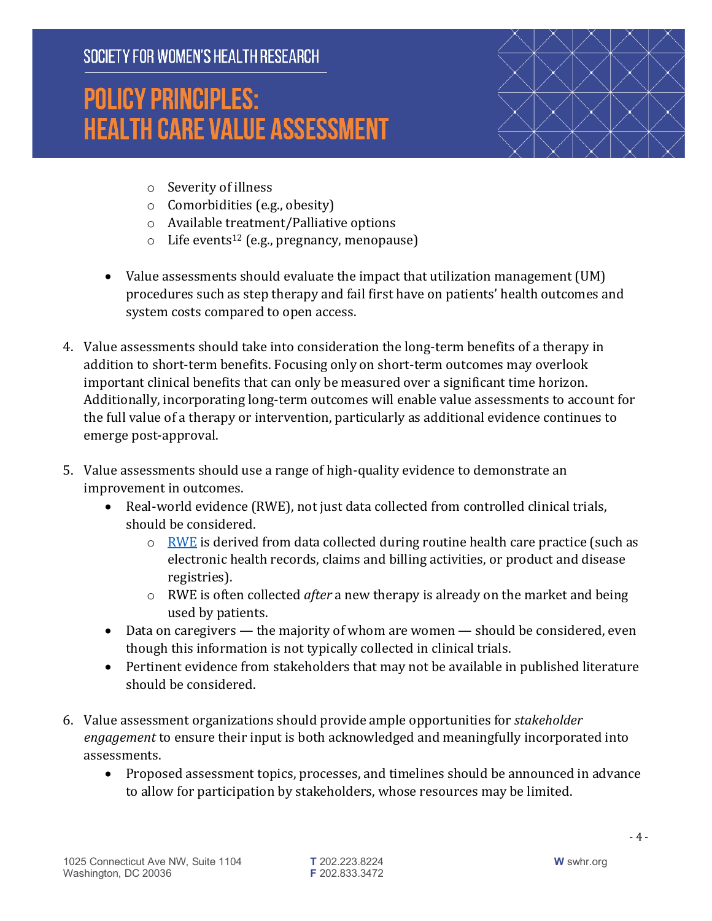- Severity of illness
  - Comorbidities (e.g., obesity)
  - Available treatment/Palliative options
  - Life events[12] (e.g., pregnancy, menopause)

- Value assessments should evaluate the impact that utilization management (UM) procedures such as step therapy and fail first have on patients' health outcomes and system costs compared to open access.

4. Value assessments should take into consideration the long-term benefits of a therapy in addition to short-term benefits. Focusing only on short-term outcomes may overlook important clinical benefits that can only be measured over a significant time horizon. Additionally, incorporating long-term outcomes will enable value assessments to account for the full value of a therapy or intervention, particularly as additional evidence continues to emerge post-approval.

5. Value assessments should use a range of high-quality evidence to demonstrate an improvement in outcomes.
   - Real-world evidence (RWE), not just data collected from controlled clinical trials, should be considered.
     - RWE is derived from data collected during routine health care practice (such as electronic health records, claims and billing activities, or product and disease registries).
     - RWE is often collected *after* a new therapy is already on the market and being used by patients.
   - Data on caregivers — the majority of whom are women — should be considered, even though this information is not typically collected in clinical trials.
   - Pertinent evidence from stakeholders that may not be available in published literature should be considered.

6. Value assessment organizations should provide ample opportunities for *stakeholder engagement* to ensure their input is both acknowledged and meaningfully incorporated into assessments.
   - Proposed assessment topics, processes, and timelines should be announced in advance to allow for participation by stakeholders, whose resources may be limited.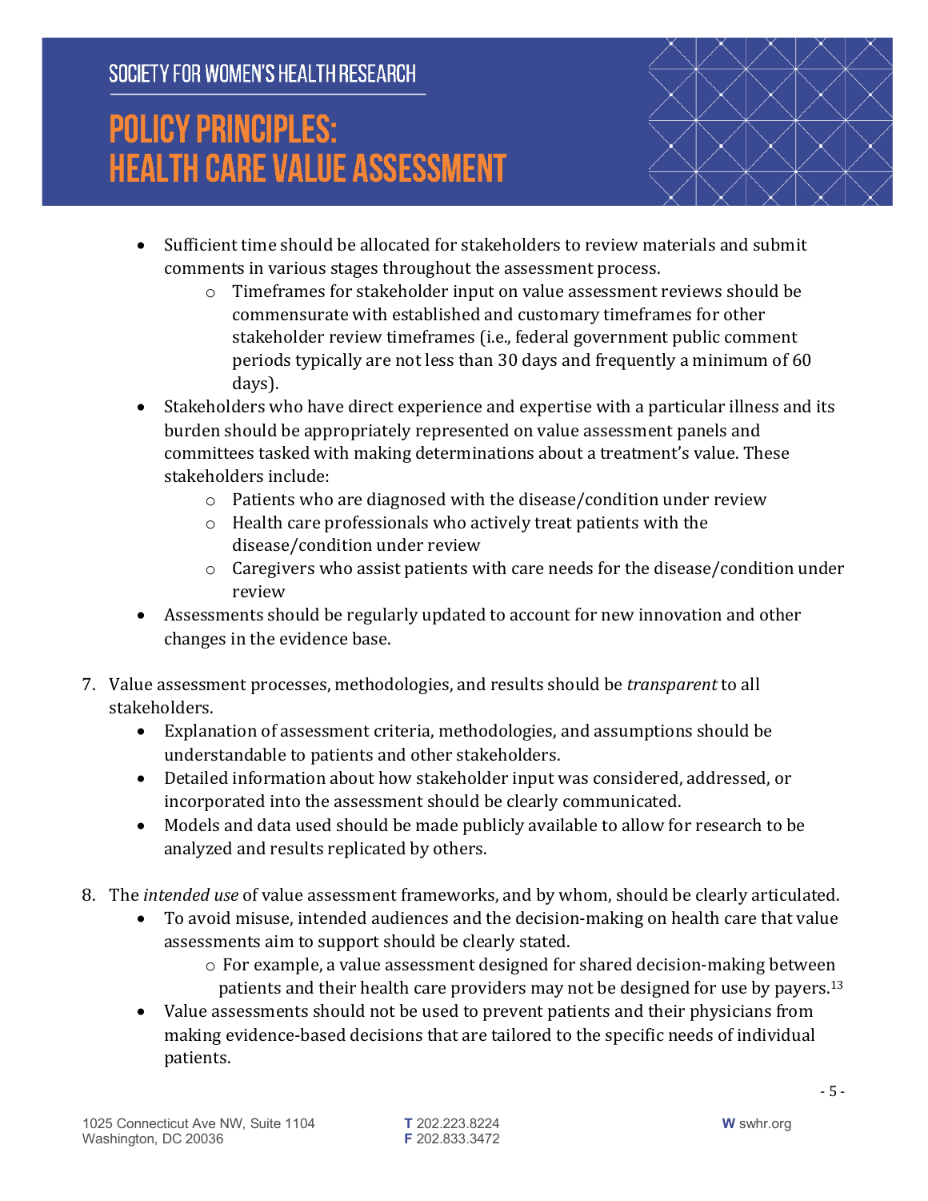- Sufficient time should be allocated for stakeholders to review materials and submit comments in various stages throughout the assessment process.
  - Timeframes for stakeholder input on value assessment reviews should be commensurate with established and customary timeframes for other stakeholder review timeframes (i.e., federal government public comment periods typically are not less than 30 days and frequently a minimum of 60 days).
- Stakeholders who have direct experience and expertise with a particular illness and its burden should be appropriately represented on value assessment panels and committees tasked with making determinations about a treatment's value. These stakeholders include:
  - Patients who are diagnosed with the disease/condition under review
  - Health care professionals who actively treat patients with the disease/condition under review
  - Caregivers who assist patients with care needs for the disease/condition under review
- Assessments should be regularly updated to account for new innovation and other changes in the evidence base.

7. Value assessment processes, methodologies, and results should be *transparent* to all stakeholders.
   - Explanation of assessment criteria, methodologies, and assumptions should be understandable to patients and other stakeholders.
   - Detailed information about how stakeholder input was considered, addressed, or incorporated into the assessment should be clearly communicated.
   - Models and data used should be made publicly available to allow for research to be analyzed and results replicated by others.

8. The *intended use* of value assessment frameworks, and by whom, should be clearly articulated.
   - To avoid misuse, intended audiences and the decision-making on health care that value assessments aim to support should be clearly stated.
     - For example, a value assessment designed for shared decision-making between patients and their health care providers may not be designed for use by payers.[13]
   - Value assessments should not be used to prevent patients and their physicians from making evidence-based decisions that are tailored to the specific needs of individual patients.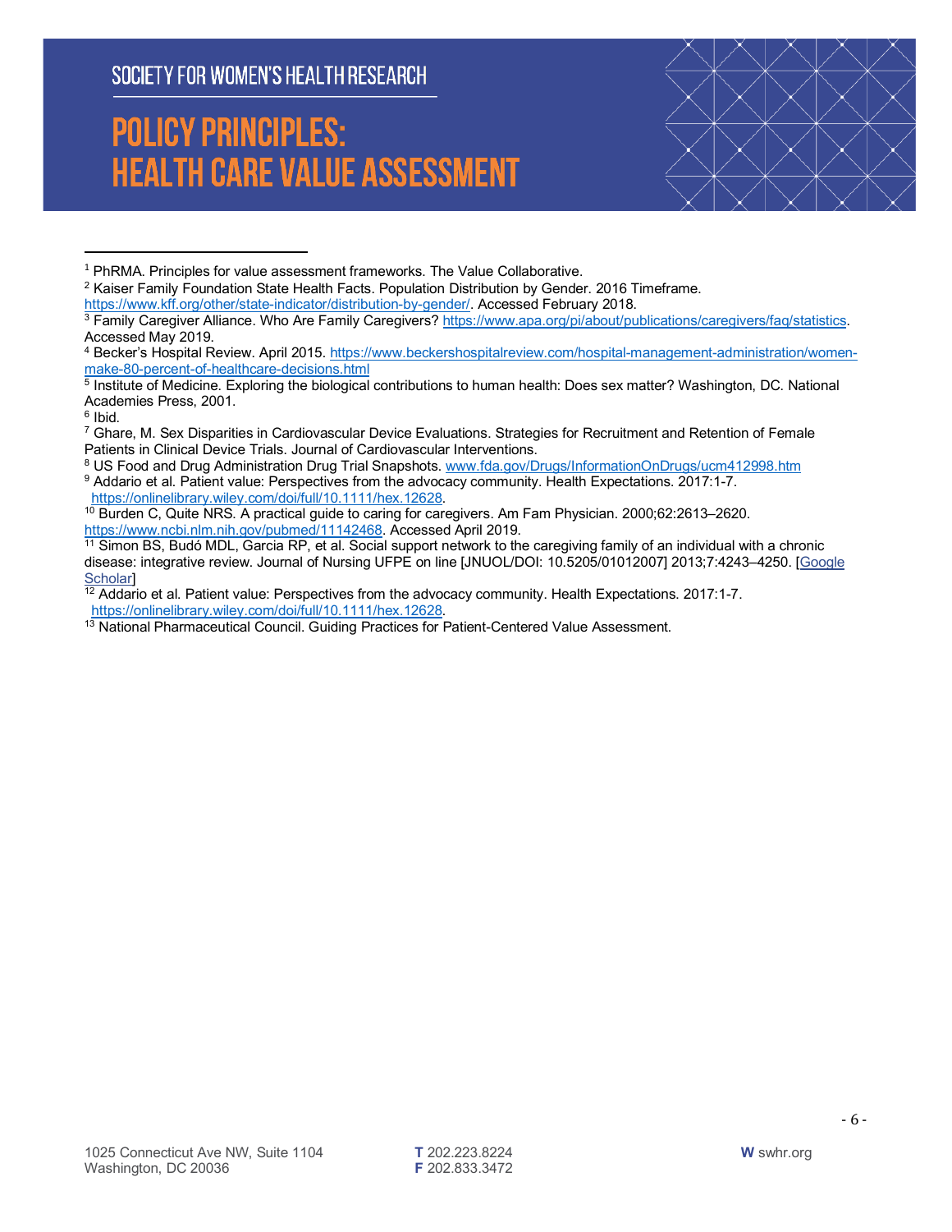[1] PhRMA. Principles for value assessment frameworks. The Value Collaborative.

[2] Kaiser Family Foundation State Health Facts. Population Distribution by Gender. 2016 Timeframe. https://www.kff.org/other/state-indicator/distribution-by-gender/. Accessed February 2018.

[3] Family Caregiver Alliance. Who Are Family Caregivers? https://www.apa.org/pi/about/publications/caregivers/faq/statistics. Accessed May 2019.

[4] Becker's Hospital Review. April 2015. https://www.beckershospitalreview.com/hospital-management-administration/women-make-80-percent-of-healthcare-decisions.html

[5] Institute of Medicine. Exploring the biological contributions to human health: Does sex matter? Washington, DC. National Academies Press, 2001.

[6] Ibid.

[7] Ghare, M. Sex Disparities in Cardiovascular Device Evaluations. Strategies for Recruitment and Retention of Female Patients in Clinical Device Trials. Journal of Cardiovascular Interventions.

[8] US Food and Drug Administration Drug Trial Snapshots. www.fda.gov/Drugs/InformationOnDrugs/ucm412998.htm

[9] Addario et al. Patient value: Perspectives from the advocacy community. Health Expectations. 2017:1-7. https://onlinelibrary.wiley.com/doi/full/10.1111/hex.12628.

[10] Burden C, Quite NRS. A practical guide to caring for caregivers. Am Fam Physician. 2000;62:2613–2620. https://www.ncbi.nlm.nih.gov/pubmed/11142468. Accessed April 2019.

[11] Simon BS, Budó MDL, Garcia RP, et al. Social support network to the caregiving family of an individual with a chronic disease: integrative review. Journal of Nursing UFPE on line [JNUOL/DOI: 10.5205/01012007] 2013;7:4243–4250. [Google Scholar]

[12] Addario et al. Patient value: Perspectives from the advocacy community. Health Expectations. 2017:1-7. https://onlinelibrary.wiley.com/doi/full/10.1111/hex.12628.

[13] National Pharmaceutical Council. Guiding Practices for Patient-Centered Value Assessment.